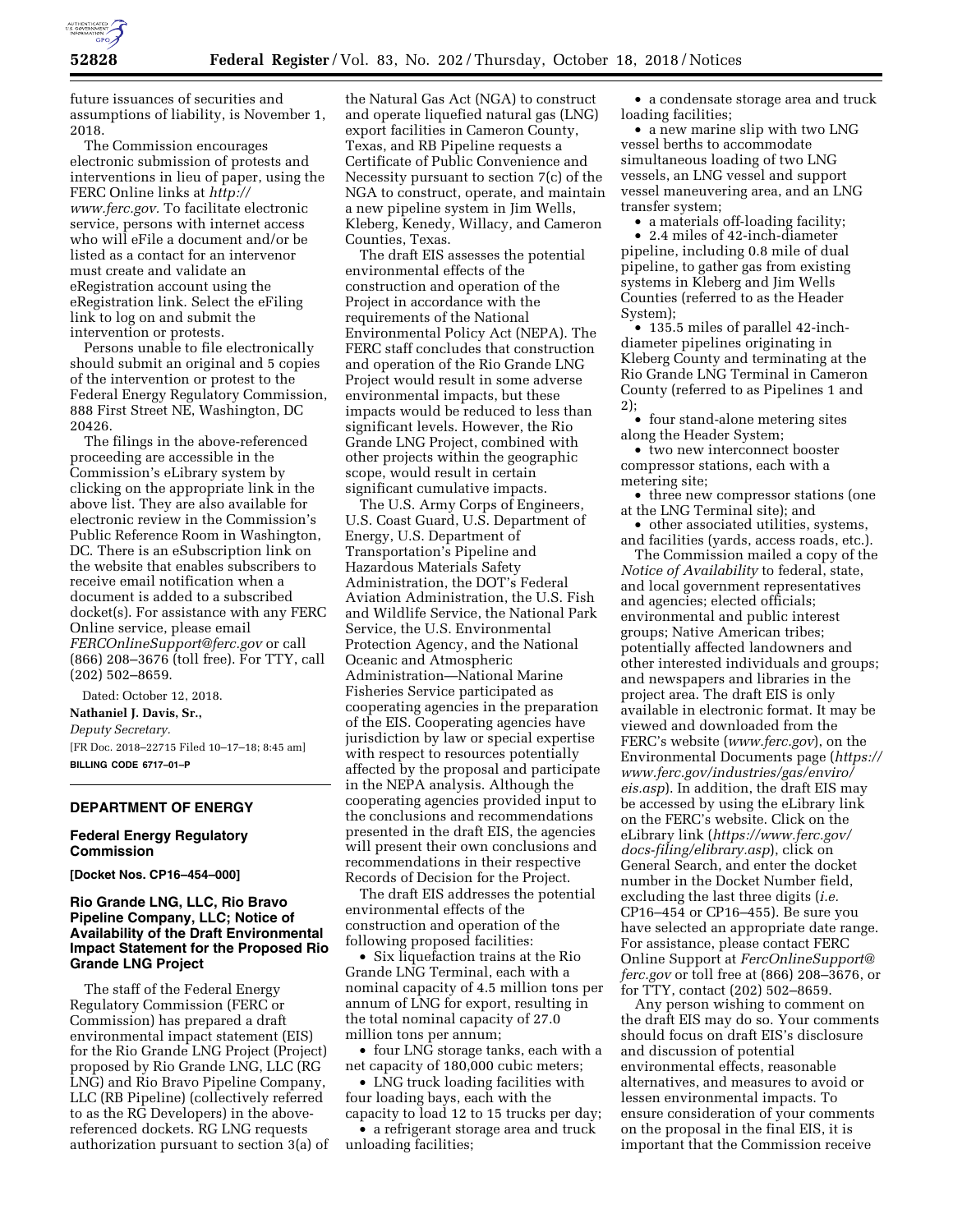future issuances of securities and assumptions of liability, is November 1, 2018.

The Commission encourages electronic submission of protests and interventions in lieu of paper, using the FERC Online links at *http://www.ferc.gov.* To facilitate electronic service, persons with internet access who will eFile a document and/or be listed as a contact for an intervenor must create and validate an eRegistration account using the eRegistration link. Select the eFiling link to log on and submit the intervention or protests.

Persons unable to file electronically should submit an original and 5 copies of the intervention or protest to the Federal Energy Regulatory Commission, 888 First Street NE, Washington, DC 20426.

The filings in the above-referenced proceeding are accessible in the Commission's eLibrary system by clicking on the appropriate link in the above list. They are also available for electronic review in the Commission's Public Reference Room in Washington, DC. There is an eSubscription link on the website that enables subscribers to receive email notification when a document is added to a subscribed docket(s). For assistance with any FERC Online service, please email *FERCOnlineSupport@ferc.gov* or call (866) 208–3676 (toll free). For TTY, call (202) 502–8659.

Dated: October 12, 2018.

**Nathaniel J. Davis, Sr.,**

*Deputy Secretary.*

[FR Doc. 2018–22715 Filed 10–17–18; 8:45 am]

**BILLING CODE 6717–01–P**

## DEPARTMENT OF ENERGY

### Federal Energy Regulatory Commission

**[Docket Nos. CP16–454–000]**

### Rio Grande LNG, LLC, Rio Bravo Pipeline Company, LLC; Notice of Availability of the Draft Environmental Impact Statement for the Proposed Rio Grande LNG Project

The staff of the Federal Energy Regulatory Commission (FERC or Commission) has prepared a draft environmental impact statement (EIS) for the Rio Grande LNG Project (Project) proposed by Rio Grande LNG, LLC (RG LNG) and Rio Bravo Pipeline Company, LLC (RB Pipeline) (collectively referred to as the RG Developers) in the above-referenced dockets. RG LNG requests authorization pursuant to section 3(a) of the Natural Gas Act (NGA) to construct and operate liquefied natural gas (LNG) export facilities in Cameron County, Texas, and RB Pipeline requests a Certificate of Public Convenience and Necessity pursuant to section 7(c) of the NGA to construct, operate, and maintain a new pipeline system in Jim Wells, Kleberg, Kenedy, Willacy, and Cameron Counties, Texas.

The draft EIS assesses the potential environmental effects of the construction and operation of the Project in accordance with the requirements of the National Environmental Policy Act (NEPA). The FERC staff concludes that construction and operation of the Rio Grande LNG Project would result in some adverse environmental impacts, but these impacts would be reduced to less than significant levels. However, the Rio Grande LNG Project, combined with other projects within the geographic scope, would result in certain significant cumulative impacts.

The U.S. Army Corps of Engineers, U.S. Coast Guard, U.S. Department of Energy, U.S. Department of Transportation's Pipeline and Hazardous Materials Safety Administration, the DOT's Federal Aviation Administration, the U.S. Fish and Wildlife Service, the National Park Service, the U.S. Environmental Protection Agency, and the National Oceanic and Atmospheric Administration—National Marine Fisheries Service participated as cooperating agencies in the preparation of the EIS. Cooperating agencies have jurisdiction by law or special expertise with respect to resources potentially affected by the proposal and participate in the NEPA analysis. Although the cooperating agencies provided input to the conclusions and recommendations presented in the draft EIS, the agencies will present their own conclusions and recommendations in their respective Records of Decision for the Project.

The draft EIS addresses the potential environmental effects of the construction and operation of the following proposed facilities:

- Six liquefaction trains at the Rio Grande LNG Terminal, each with a nominal capacity of 4.5 million tons per annum of LNG for export, resulting in the total nominal capacity of 27.0 million tons per annum;
- four LNG storage tanks, each with a net capacity of 180,000 cubic meters;
- LNG truck loading facilities with four loading bays, each with the capacity to load 12 to 15 trucks per day;
- a refrigerant storage area and truck unloading facilities;
- a condensate storage area and truck loading facilities;
- a new marine slip with two LNG vessel berths to accommodate simultaneous loading of two LNG vessels, an LNG vessel and support vessel maneuvering area, and an LNG transfer system;
- a materials off-loading facility;
- 2.4 miles of 42-inch-diameter pipeline, including 0.8 mile of dual pipeline, to gather gas from existing systems in Kleberg and Jim Wells Counties (referred to as the Header System);
- 135.5 miles of parallel 42-inch-diameter pipelines originating in Kleberg County and terminating at the Rio Grande LNG Terminal in Cameron County (referred to as Pipelines 1 and 2);
- four stand-alone metering sites along the Header System;
- two new interconnect booster compressor stations, each with a metering site;
- three new compressor stations (one at the LNG Terminal site); and
- other associated utilities, systems, and facilities (yards, access roads, etc.).

The Commission mailed a copy of the *Notice of Availability* to federal, state, and local government representatives and agencies; elected officials; environmental and public interest groups; Native American tribes; potentially affected landowners and other interested individuals and groups; and newspapers and libraries in the project area. The draft EIS is only available in electronic format. It may be viewed and downloaded from the FERC's website (*www.ferc.gov*), on the Environmental Documents page (*https://www.ferc.gov/industries/gas/enviro/eis.asp*). In addition, the draft EIS may be accessed by using the eLibrary link on the FERC's website. Click on the eLibrary link (*https://www.ferc.gov/docs-filing/elibrary.asp*), click on General Search, and enter the docket number in the Docket Number field, excluding the last three digits (*i.e.* CP16–454 or CP16–455). Be sure you have selected an appropriate date range. For assistance, please contact FERC Online Support at *FercOnlineSupport@ferc.gov* or toll free at (866) 208–3676, or for TTY, contact (202) 502–8659.

Any person wishing to comment on the draft EIS may do so. Your comments should focus on draft EIS's disclosure and discussion of potential environmental effects, reasonable alternatives, and measures to avoid or lessen environmental impacts. To ensure consideration of your comments on the proposal in the final EIS, it is important that the Commission receive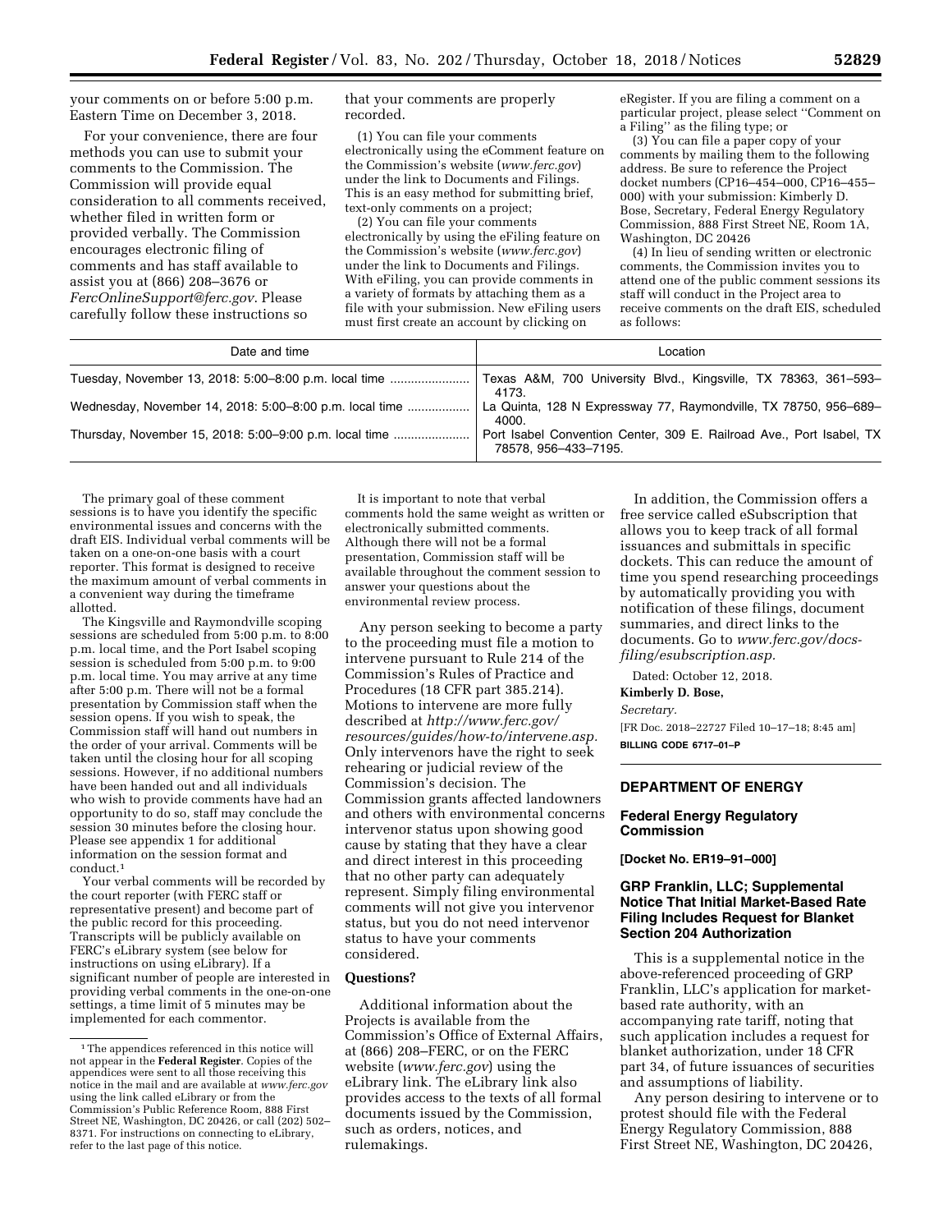your comments on or before 5:00 p.m. Eastern Time on December 3, 2018.

For your convenience, there are four methods you can use to submit your comments to the Commission. The Commission will provide equal consideration to all comments received, whether filed in written form or provided verbally. The Commission encourages electronic filing of comments and has staff available to assist you at (866) 208–3676 or *FercOnlineSupport@ferc.gov*. Please carefully follow these instructions so that your comments are properly recorded.

(1) You can file your comments electronically using the eComment feature on the Commission's website (*www.ferc.gov*) under the link to Documents and Filings. This is an easy method for submitting brief, text-only comments on a project;

(2) You can file your comments electronically by using the eFiling feature on the Commission's website (*www.ferc.gov*) under the link to Documents and Filings. With eFiling, you can provide comments in a variety of formats by attaching them as a file with your submission. New eFiling users must first create an account by clicking on eRegister. If you are filing a comment on a particular project, please select ''Comment on a Filing'' as the filing type; or

(3) You can file a paper copy of your comments by mailing them to the following address. Be sure to reference the Project docket numbers (CP16–454–000, CP16–455–000) with your submission: Kimberly D. Bose, Secretary, Federal Energy Regulatory Commission, 888 First Street NE, Room 1A, Washington, DC 20426

(4) In lieu of sending written or electronic comments, the Commission invites you to attend one of the public comment sessions its staff will conduct in the Project area to receive comments on the draft EIS, scheduled as follows:

| Date and time | Location |
| --- | --- |
| Tuesday, November 13, 2018: 5:00–8:00 p.m. local time | Texas A&M, 700 University Blvd., Kingsville, TX 78363, 361–593–4173. |
| Wednesday, November 14, 2018: 5:00–8:00 p.m. local time | La Quinta, 128 N Expressway 77, Raymondville, TX 78750, 956–689–4000. |
| Thursday, November 15, 2018: 5:00–9:00 p.m. local time | Port Isabel Convention Center, 309 E. Railroad Ave., Port Isabel, TX 78578, 956–433–7195. |

The primary goal of these comment sessions is to have you identify the specific environmental issues and concerns with the draft EIS. Individual verbal comments will be taken on a one-on-one basis with a court reporter. This format is designed to receive the maximum amount of verbal comments in a convenient way during the timeframe allotted.

The Kingsville and Raymondville scoping sessions are scheduled from 5:00 p.m. to 8:00 p.m. local time, and the Port Isabel scoping session is scheduled from 5:00 p.m. to 9:00 p.m. local time. You may arrive at any time after 5:00 p.m. There will not be a formal presentation by Commission staff when the session opens. If you wish to speak, the Commission staff will hand out numbers in the order of your arrival. Comments will be taken until the closing hour for all scoping sessions. However, if no additional numbers have been handed out and all individuals who wish to provide comments have had an opportunity to do so, staff may conclude the session 30 minutes before the closing hour. Please see appendix 1 for additional information on the session format and conduct.[1]

Your verbal comments will be recorded by the court reporter (with FERC staff or representative present) and become part of the public record for this proceeding. Transcripts will be publicly available on FERC's eLibrary system (see below for instructions on using eLibrary). If a significant number of people are interested in providing verbal comments in the one-on-one settings, a time limit of 5 minutes may be implemented for each commentor.

It is important to note that verbal comments hold the same weight as written or electronically submitted comments. Although there will not be a formal presentation, Commission staff will be available throughout the comment session to answer your questions about the environmental review process.

Any person seeking to become a party to the proceeding must file a motion to intervene pursuant to Rule 214 of the Commission's Rules of Practice and Procedures (18 CFR part 385.214). Motions to intervene are more fully described at *http://www.ferc.gov/resources/guides/how-to/intervene.asp.* Only intervenors have the right to seek rehearing or judicial review of the Commission's decision. The Commission grants affected landowners and others with environmental concerns intervenor status upon showing good cause by stating that they have a clear and direct interest in this proceeding that no other party can adequately represent. Simply filing environmental comments will not give you intervenor status, but you do not need intervenor status to have your comments considered.

## Questions?

Additional information about the Projects is available from the Commission's Office of External Affairs, at (866) 208–FERC, or on the FERC website (*www.ferc.gov*) using the eLibrary link. The eLibrary link also provides access to the texts of all formal documents issued by the Commission, such as orders, notices, and rulemakings.

In addition, the Commission offers a free service called eSubscription that allows you to keep track of all formal issuances and submittals in specific dockets. This can reduce the amount of time you spend researching proceedings by automatically providing you with notification of these filings, document summaries, and direct links to the documents. Go to *www.ferc.gov/docs-filing/esubscription.asp.*

Dated: October 12, 2018.

**Kimberly D. Bose,**

*Secretary.*

[FR Doc. 2018–22727 Filed 10–17–18; 8:45 am]

**BILLING CODE 6717–01–P**

[1] The appendices referenced in this notice will not appear in the **Federal Register**. Copies of the appendices were sent to all those receiving this notice in the mail and are available at *www.ferc.gov* using the link called eLibrary or from the Commission's Public Reference Room, 888 First Street NE, Washington, DC 20426, or call (202) 502–8371. For instructions on connecting to eLibrary, refer to the last page of this notice.

---

## DEPARTMENT OF ENERGY

### Federal Energy Regulatory Commission

**[Docket No. ER19–91–000]**

### GRP Franklin, LLC; Supplemental Notice That Initial Market-Based Rate Filing Includes Request for Blanket Section 204 Authorization

This is a supplemental notice in the above-referenced proceeding of GRP Franklin, LLC's application for market-based rate authority, with an accompanying rate tariff, noting that such application includes a request for blanket authorization, under 18 CFR part 34, of future issuances of securities and assumptions of liability.

Any person desiring to intervene or to protest should file with the Federal Energy Regulatory Commission, 888 First Street NE, Washington, DC 20426,